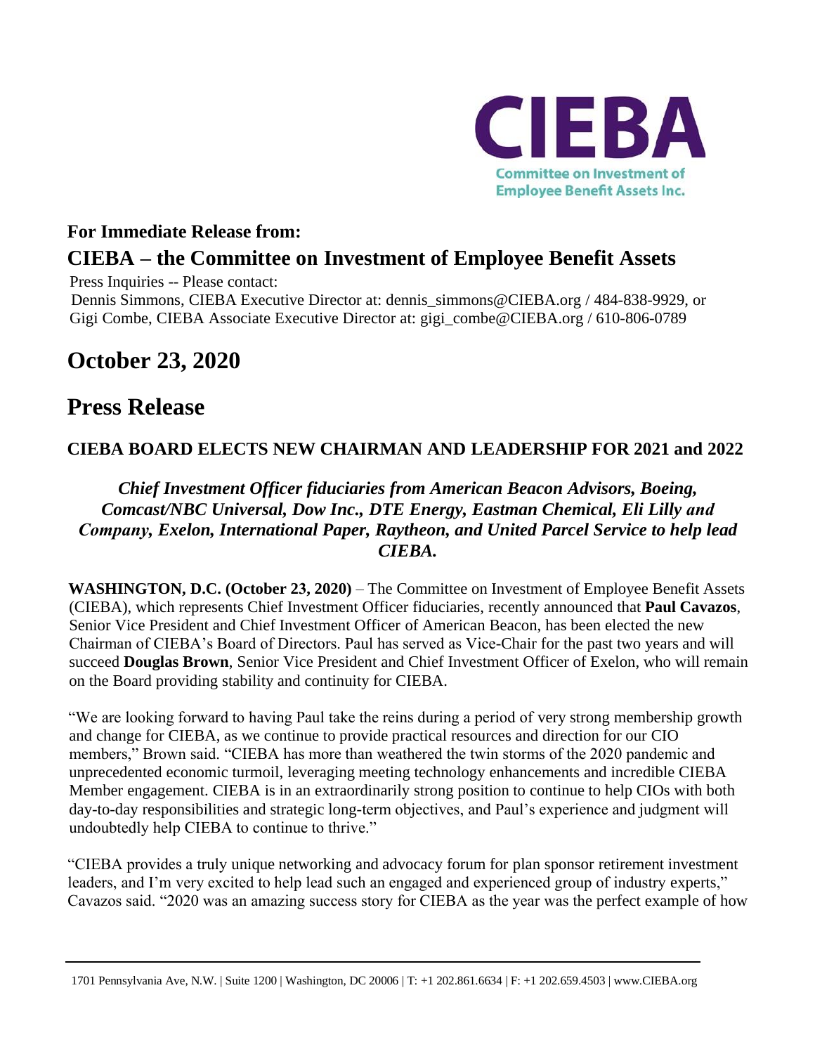CIEBA
Committee on Investment of Employee Benefit Assets Inc.

## For Immediate Release from:

## CIEBA – the Committee on Investment of Employee Benefit Assets

Press Inquiries -- Please contact:
Dennis Simmons, CIEBA Executive Director at: dennis_simmons@CIEBA.org / 484-838-9929, or
Gigi Combe, CIEBA Associate Executive Director at: gigi_combe@CIEBA.org / 610-806-0789

# October 23, 2020

# Press Release

### CIEBA BOARD ELECTS NEW CHAIRMAN AND LEADERSHIP FOR 2021 and 2022

***Chief Investment Officer fiduciaries from American Beacon Advisors, Boeing, Comcast/NBC Universal, Dow Inc., DTE Energy, Eastman Chemical, Eli Lilly and Company, Exelon, International Paper, Raytheon, and United Parcel Service to help lead CIEBA.***

**WASHINGTON, D.C. (October 23, 2020)** – The Committee on Investment of Employee Benefit Assets (CIEBA), which represents Chief Investment Officer fiduciaries, recently announced that **Paul Cavazos**, Senior Vice President and Chief Investment Officer of American Beacon, has been elected the new Chairman of CIEBA's Board of Directors. Paul has served as Vice-Chair for the past two years and will succeed **Douglas Brown**, Senior Vice President and Chief Investment Officer of Exelon, who will remain on the Board providing stability and continuity for CIEBA.

"We are looking forward to having Paul take the reins during a period of very strong membership growth and change for CIEBA, as we continue to provide practical resources and direction for our CIO members," Brown said. "CIEBA has more than weathered the twin storms of the 2020 pandemic and unprecedented economic turmoil, leveraging meeting technology enhancements and incredible CIEBA Member engagement. CIEBA is in an extraordinarily strong position to continue to help CIOs with both day-to-day responsibilities and strategic long-term objectives, and Paul's experience and judgment will undoubtedly help CIEBA to continue to thrive."

"CIEBA provides a truly unique networking and advocacy forum for plan sponsor retirement investment leaders, and I'm very excited to help lead such an engaged and experienced group of industry experts," Cavazos said. "2020 was an amazing success story for CIEBA as the year was the perfect example of how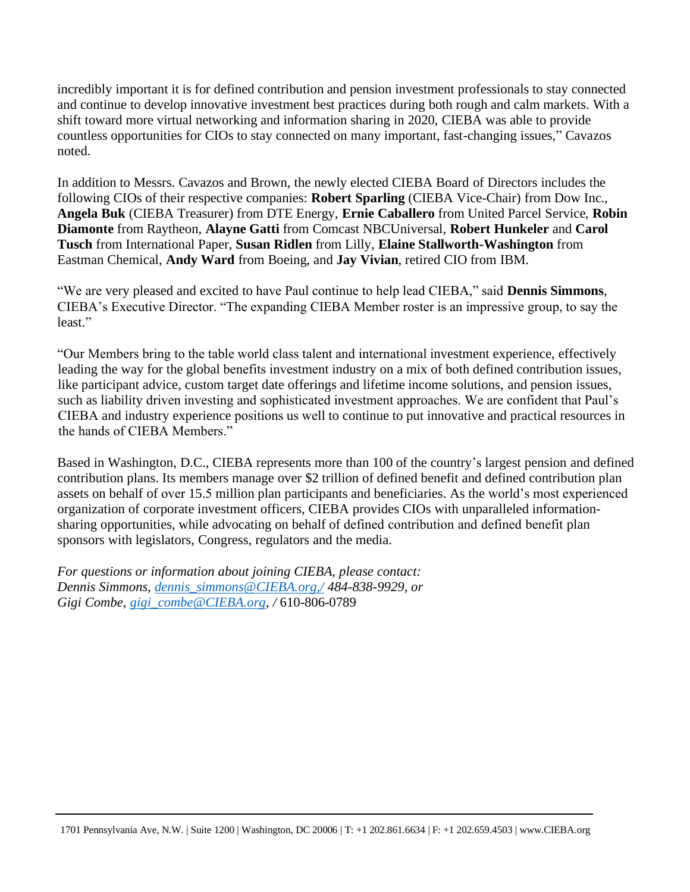incredibly important it is for defined contribution and pension investment professionals to stay connected and continue to develop innovative investment best practices during both rough and calm markets. With a shift toward more virtual networking and information sharing in 2020, CIEBA was able to provide countless opportunities for CIOs to stay connected on many important, fast-changing issues," Cavazos noted.

In addition to Messrs. Cavazos and Brown, the newly elected CIEBA Board of Directors includes the following CIOs of their respective companies: **Robert Sparling** (CIEBA Vice-Chair) from Dow Inc., **Angela Buk** (CIEBA Treasurer) from DTE Energy, **Ernie Caballero** from United Parcel Service, **Robin Diamonte** from Raytheon, **Alayne Gatti** from Comcast NBCUniversal, **Robert Hunkeler** and **Carol Tusch** from International Paper, **Susan Ridlen** from Lilly, **Elaine Stallworth-Washington** from Eastman Chemical, **Andy Ward** from Boeing, and **Jay Vivian**, retired CIO from IBM.

"We are very pleased and excited to have Paul continue to help lead CIEBA," said **Dennis Simmons**, CIEBA's Executive Director. "The expanding CIEBA Member roster is an impressive group, to say the least."

"Our Members bring to the table world class talent and international investment experience, effectively leading the way for the global benefits investment industry on a mix of both defined contribution issues, like participant advice, custom target date offerings and lifetime income solutions, and pension issues, such as liability driven investing and sophisticated investment approaches. We are confident that Paul's CIEBA and industry experience positions us well to continue to put innovative and practical resources in the hands of CIEBA Members."

Based in Washington, D.C., CIEBA represents more than 100 of the country's largest pension and defined contribution plans. Its members manage over $2 trillion of defined benefit and defined contribution plan assets on behalf of over 15.5 million plan participants and beneficiaries. As the world's most experienced organization of corporate investment officers, CIEBA provides CIOs with unparalleled information-sharing opportunities, while advocating on behalf of defined contribution and defined benefit plan sponsors with legislators, Congress, regulators and the media.

*For questions or information about joining CIEBA, please contact:*
*Dennis Simmons, dennis_simmons@CIEBA.org,/ 484-838-9929, or*
*Gigi Combe, gigi_combe@CIEBA.org, /* 610-806-0789